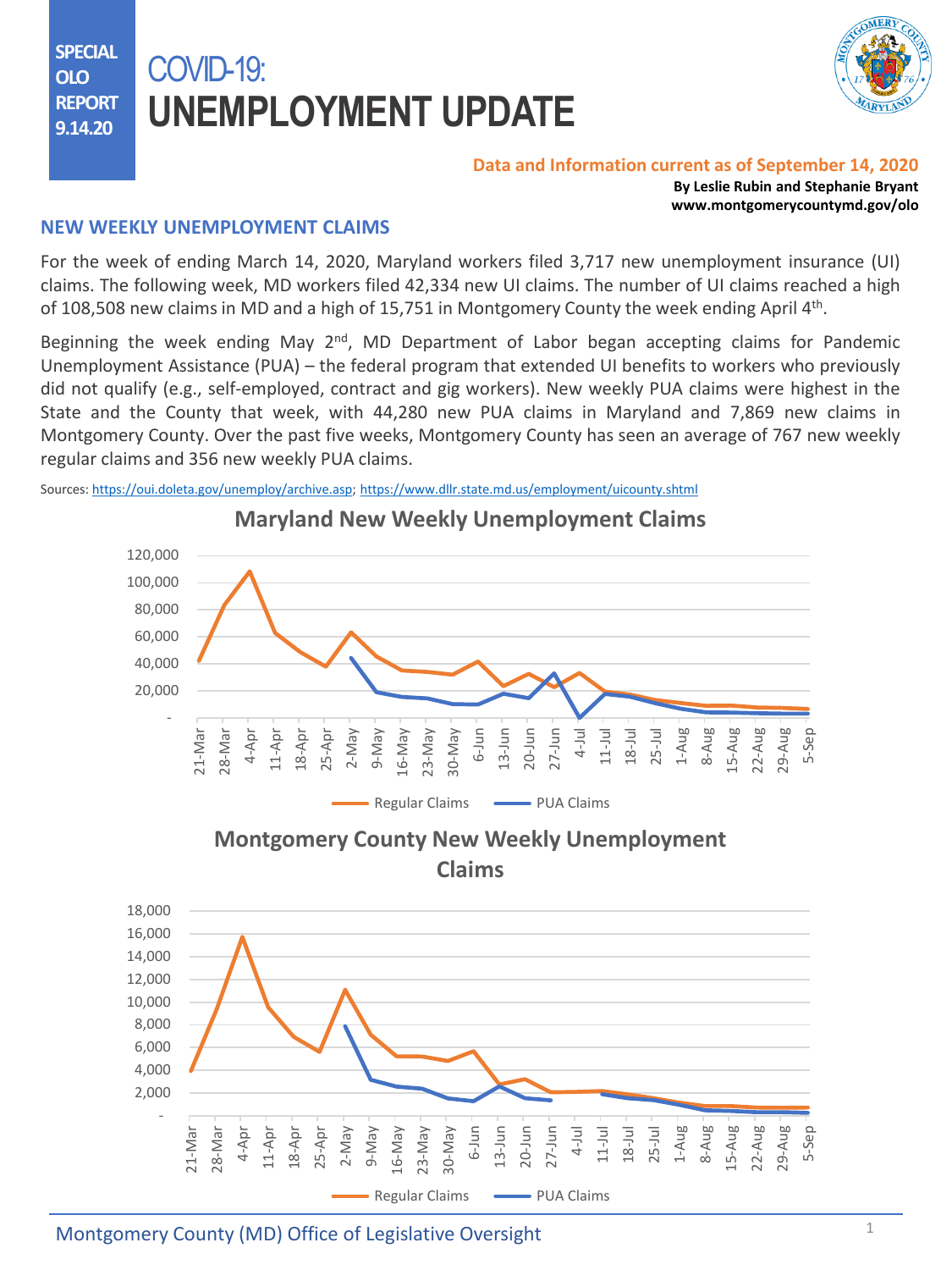SPECIAL OLO REPORT 9.14.20

# COVID-19: UNEMPLOYMENT UPDATE

**Data and Information current as of September 14, 2020**

**By Leslie Rubin and Stephanie Bryant**
**www.montgomerycountymd.gov/olo**

## NEW WEEKLY UNEMPLOYMENT CLAIMS

For the week of ending March 14, 2020, Maryland workers filed 3,717 new unemployment insurance (UI) claims. The following week, MD workers filed 42,334 new UI claims. The number of UI claims reached a high of 108,508 new claims in MD and a high of 15,751 in Montgomery County the week ending April 4th.

Beginning the week ending May 2nd, MD Department of Labor began accepting claims for Pandemic Unemployment Assistance (PUA) – the federal program that extended UI benefits to workers who previously did not qualify (e.g., self-employed, contract and gig workers). New weekly PUA claims were highest in the State and the County that week, with 44,280 new PUA claims in Maryland and 7,869 new claims in Montgomery County. Over the past five weeks, Montgomery County has seen an average of 767 new weekly regular claims and 356 new weekly PUA claims.

Sources: https://oui.doleta.gov/unemploy/archive.asp; https://www.dllr.state.md.us/employment/uicounty.shtml

**Maryland New Weekly Unemployment Claims**

**Montgomery County New Weekly Unemployment Claims**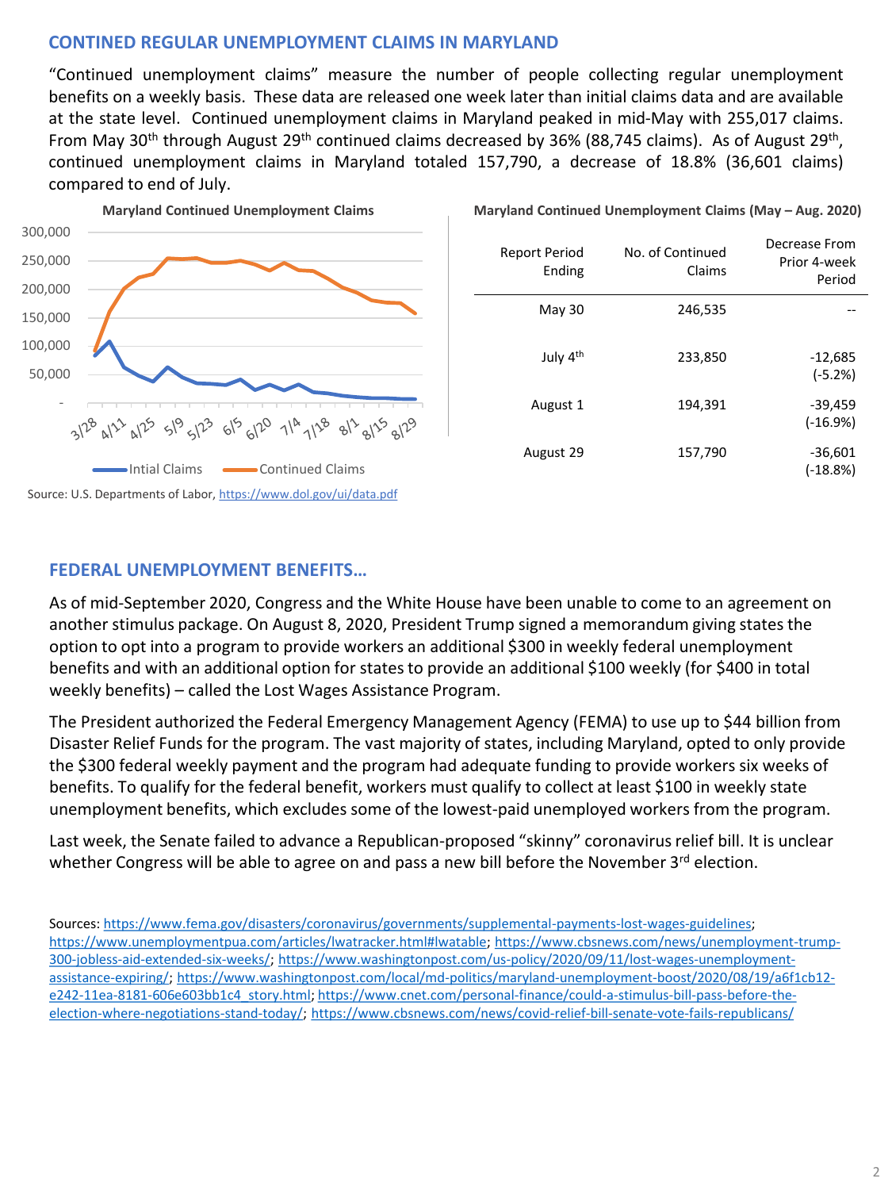## CONTINED REGULAR UNEMPLOYMENT CLAIMS IN MARYLAND

"Continued unemployment claims" measure the number of people collecting regular unemployment benefits on a weekly basis. These data are released one week later than initial claims data and are available at the state level. Continued unemployment claims in Maryland peaked in mid-May with 255,017 claims. From May 30th through August 29th continued claims decreased by 36% (88,745 claims). As of August 29th, continued unemployment claims in Maryland totaled 157,790, a decrease of 18.8% (36,601 claims) compared to end of July.

**Maryland Continued Unemployment Claims**

Intial Claims — Continued Claims

Source: U.S. Departments of Labor, https://www.dol.gov/ui/data.pdf

**Maryland Continued Unemployment Claims (May – Aug. 2020)**

| Report Period Ending | No. of Continued Claims | Decrease From Prior 4-week Period |
|---|---|---|
| May 30 | 246,535 | -- |
| July 4th | 233,850 | -12,685 (-5.2%) |
| August 1 | 194,391 | -39,459 (-16.9%) |
| August 29 | 157,790 | -36,601 (-18.8%) |

## FEDERAL UNEMPLOYMENT BENEFITS…

As of mid-September 2020, Congress and the White House have been unable to come to an agreement on another stimulus package. On August 8, 2020, President Trump signed a memorandum giving states the option to opt into a program to provide workers an additional $300 in weekly federal unemployment benefits and with an additional option for states to provide an additional $100 weekly (for $400 in total weekly benefits) – called the Lost Wages Assistance Program.

The President authorized the Federal Emergency Management Agency (FEMA) to use up to $44 billion from Disaster Relief Funds for the program. The vast majority of states, including Maryland, opted to only provide the $300 federal weekly payment and the program had adequate funding to provide workers six weeks of benefits. To qualify for the federal benefit, workers must qualify to collect at least $100 in weekly state unemployment benefits, which excludes some of the lowest-paid unemployed workers from the program.

Last week, the Senate failed to advance a Republican-proposed "skinny" coronavirus relief bill. It is unclear whether Congress will be able to agree on and pass a new bill before the November 3rd election.

Sources: https://www.fema.gov/disasters/coronavirus/governments/supplemental-payments-lost-wages-guidelines; https://www.unemploymentpua.com/articles/lwatracker.html#lwatable; https://www.cbsnews.com/news/unemployment-trump-300-jobless-aid-extended-six-weeks/; https://www.washingtonpost.com/us-policy/2020/09/11/lost-wages-unemployment-assistance-expiring/; https://www.washingtonpost.com/local/md-politics/maryland-unemployment-boost/2020/08/19/a6f1cb12-e242-11ea-8181-606e603bb1c4_story.html; https://www.cnet.com/personal-finance/could-a-stimulus-bill-pass-before-the-election-where-negotiations-stand-today/; https://www.cbsnews.com/news/covid-relief-bill-senate-vote-fails-republicans/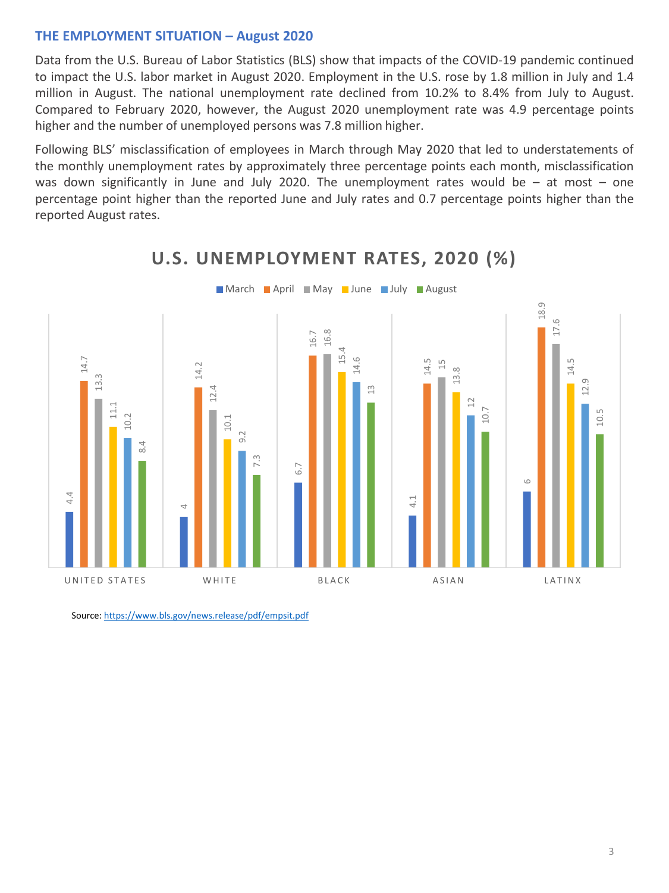## THE EMPLOYMENT SITUATION – August 2020

Data from the U.S. Bureau of Labor Statistics (BLS) show that impacts of the COVID-19 pandemic continued to impact the U.S. labor market in August 2020. Employment in the U.S. rose by 1.8 million in July and 1.4 million in August. The national unemployment rate declined from 10.2% to 8.4% from July to August. Compared to February 2020, however, the August 2020 unemployment rate was 4.9 percentage points higher and the number of unemployed persons was 7.8 million higher.

Following BLS' misclassification of employees in March through May 2020 that led to understatements of the monthly unemployment rates by approximately three percentage points each month, misclassification was down significantly in June and July 2020. The unemployment rates would be – at most – one percentage point higher than the reported June and July rates and 0.7 percentage points higher than the reported August rates.

**U.S. UNEMPLOYMENT RATES, 2020 (%)**

| | March | April | May | June | July | August |
|---|---|---|---|---|---|---|
| UNITED STATES | 4.4 | 14.7 | 13.3 | 11.1 | 10.2 | 8.4 |
| WHITE | 4 | 14.2 | 12.4 | 10.1 | 9.2 | 7.3 |
| BLACK | 6.7 | 16.7 | 16.8 | 15.4 | 14.6 | 13 |
| ASIAN | 4.1 | 14.5 | 15 | 13.8 | 12 | 10.7 |
| LATINX | 6 | 18.9 | 17.6 | 14.5 | 12.9 | 10.5 |

Source: https://www.bls.gov/news.release/pdf/empsit.pdf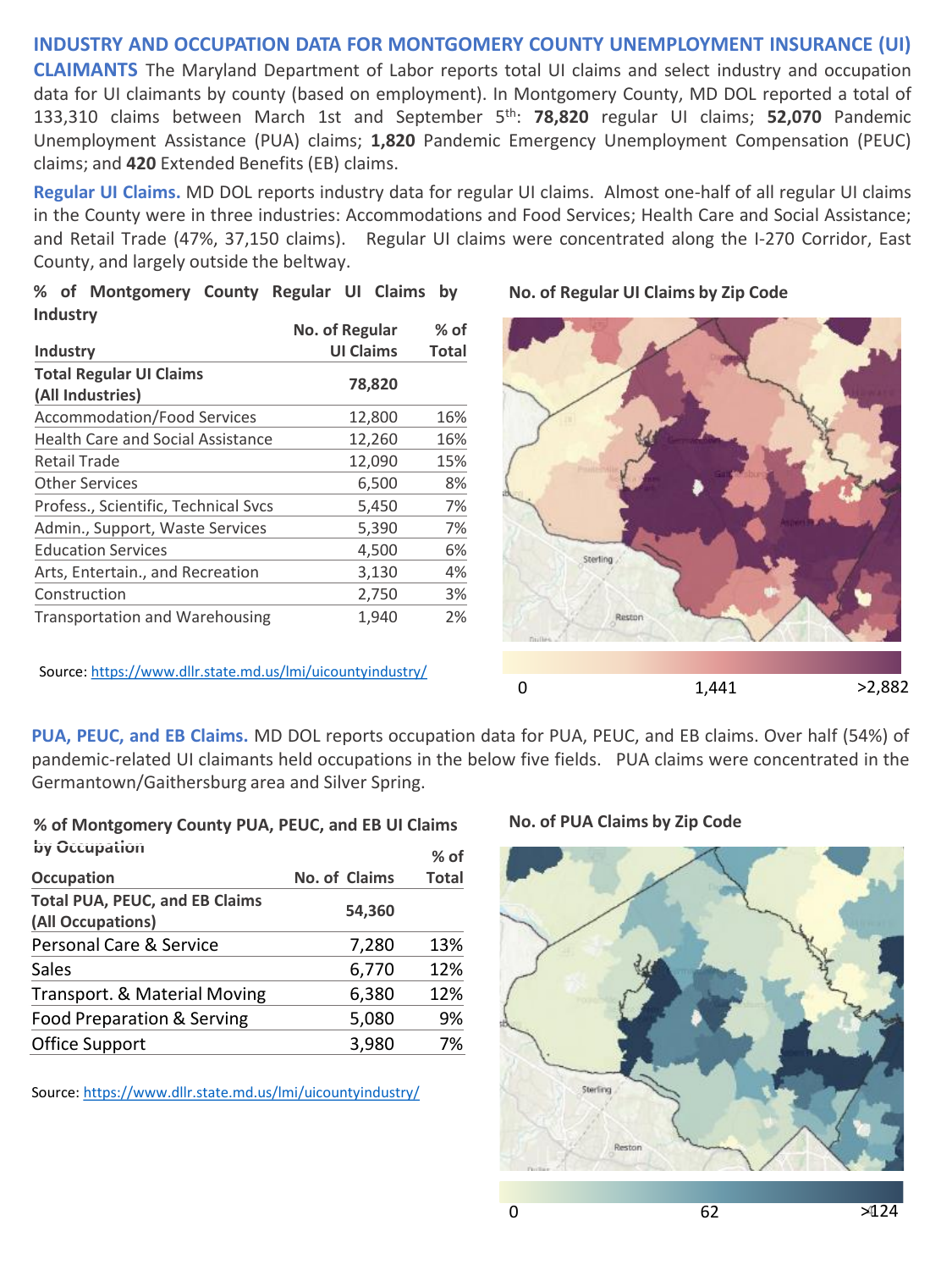**INDUSTRY AND OCCUPATION DATA FOR MONTGOMERY COUNTY UNEMPLOYMENT INSURANCE (UI) CLAIMANTS** The Maryland Department of Labor reports total UI claims and select industry and occupation data for UI claimants by county (based on employment). In Montgomery County, MD DOL reported a total of 133,310 claims between March 1st and September 5th: **78,820** regular UI claims; **52,070** Pandemic Unemployment Assistance (PUA) claims; **1,820** Pandemic Emergency Unemployment Compensation (PEUC) claims; and **420** Extended Benefits (EB) claims.

**Regular UI Claims.** MD DOL reports industry data for regular UI claims. Almost one-half of all regular UI claims in the County were in three industries: Accommodations and Food Services; Health Care and Social Assistance; and Retail Trade (47%, 37,150 claims). Regular UI claims were concentrated along the I-270 Corridor, East County, and largely outside the beltway.

**% of Montgomery County Regular UI Claims by Industry**

| Industry | No. of Regular UI Claims | % of Total |
|---|---|---|
| **Total Regular UI Claims (All Industries)** | **78,820** | |
| Accommodation/Food Services | 12,800 | 16% |
| Health Care and Social Assistance | 12,260 | 16% |
| Retail Trade | 12,090 | 15% |
| Other Services | 6,500 | 8% |
| Profess., Scientific, Technical Svcs | 5,450 | 7% |
| Admin., Support, Waste Services | 5,390 | 7% |
| Education Services | 4,500 | 6% |
| Arts, Entertain., and Recreation | 3,130 | 4% |
| Construction | 2,750 | 3% |
| Transportation and Warehousing | 1,940 | 2% |

Source: https://www.dllr.state.md.us/lmi/uicountyindustry/

**No. of Regular UI Claims by Zip Code**

0
1,441
>2,882

**PUA, PEUC, and EB Claims.** MD DOL reports occupation data for PUA, PEUC, and EB claims. Over half (54%) of pandemic-related UI claimants held occupations in the below five fields. PUA claims were concentrated in the Germantown/Gaithersburg area and Silver Spring.

**% of Montgomery County PUA, PEUC, and EB UI Claims by Occupation**

| Occupation | No. of Claims | % of Total |
|---|---|---|
| **Total PUA, PEUC, and EB Claims (All Occupations)** | **54,360** | |
| Personal Care & Service | 7,280 | 13% |
| Sales | 6,770 | 12% |
| Transport. & Material Moving | 6,380 | 12% |
| Food Preparation & Serving | 5,080 | 9% |
| Office Support | 3,980 | 7% |

Source: https://www.dllr.state.md.us/lmi/uicountyindustry/

**No. of PUA Claims by Zip Code**

0
62
>124